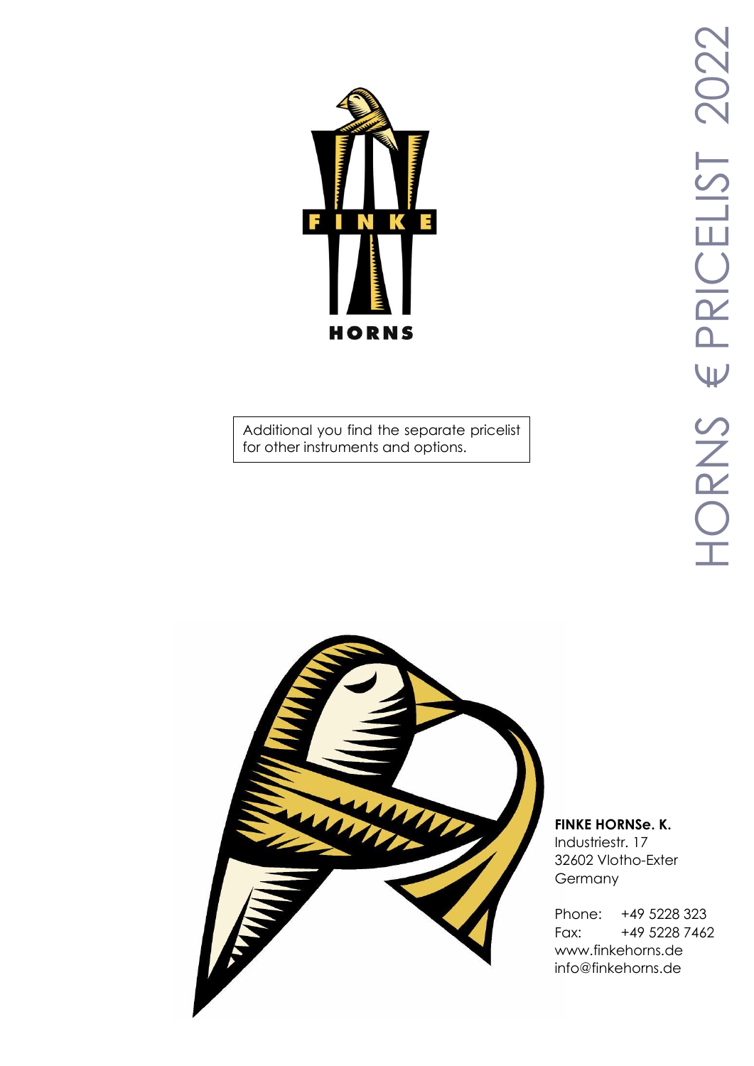# HORNS € PRICELIST 2022

FINKE

HORNS

Additional you find the separate pricelist for other instruments and options.

**FINKE HORNSe. K.**
Industriestr. 17
32602 Vlotho-Exter
Germany

Phone: +49 5228 323
Fax: +49 5228 7462
www.finkehorns.de
info@finkehorns.de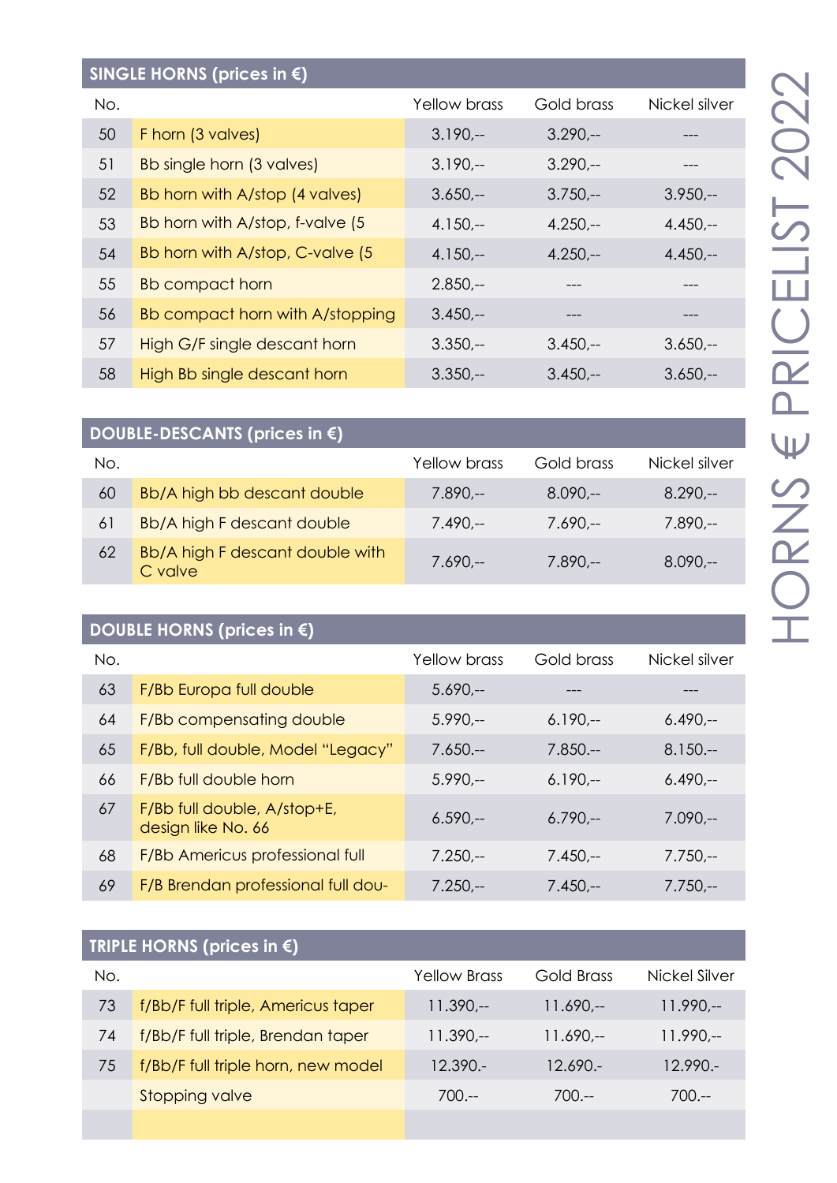# HORNS € PRICELIST 2022

## SINGLE HORNS (prices in €)

| No. | | Yellow brass | Gold brass | Nickel silver |
|---|---|---|---|---|
| 50 | F horn (3 valves) | 3.190,-- | 3.290,-- | --- |
| 51 | Bb single horn (3 valves) | 3.190,-- | 3.290,-- | --- |
| 52 | Bb horn with A/stop (4 valves) | 3.650,-- | 3.750,-- | 3.950,-- |
| 53 | Bb horn with A/stop, f-valve (5 | 4.150,-- | 4.250,-- | 4.450,-- |
| 54 | Bb horn with A/stop, C-valve (5 | 4.150,-- | 4.250,-- | 4.450,-- |
| 55 | Bb compact horn | 2.850,-- | --- | --- |
| 56 | Bb compact horn with A/stopping | 3.450,-- | --- | --- |
| 57 | High G/F single descant horn | 3.350,-- | 3.450,-- | 3.650,-- |
| 58 | High Bb single descant horn | 3.350,-- | 3.450,-- | 3.650,-- |

## DOUBLE-DESCANTS (prices in €)

| No. | | Yellow brass | Gold brass | Nickel silver |
|---|---|---|---|---|
| 60 | Bb/A high bb descant double | 7.890,-- | 8.090,-- | 8.290,-- |
| 61 | Bb/A high F descant double | 7.490,-- | 7.690,-- | 7.890,-- |
| 62 | Bb/A high F descant double with C valve | 7.690,-- | 7.890,-- | 8.090,-- |

## DOUBLE HORNS (prices in €)

| No. | | Yellow brass | Gold brass | Nickel silver |
|---|---|---|---|---|
| 63 | F/Bb Europa full double | 5.690,-- | --- | --- |
| 64 | F/Bb compensating double | 5.990,-- | 6.190,-- | 6.490,-- |
| 65 | F/Bb, full double, Model "Legacy" | 7.650.-- | 7.850.-- | 8.150.-- |
| 66 | F/Bb full double horn | 5.990,-- | 6.190,-- | 6.490,-- |
| 67 | F/Bb full double, A/stop+E, design like No. 66 | 6.590,-- | 6.790,-- | 7.090,-- |
| 68 | F/Bb Americus professional full | 7.250,-- | 7.450,-- | 7.750,-- |
| 69 | F/B Brendan professional full dou- | 7.250,-- | 7.450,-- | 7.750,-- |

## TRIPLE HORNS (prices in €)

| No. | | Yellow Brass | Gold Brass | Nickel Silver |
|---|---|---|---|---|
| 73 | f/Bb/F full triple, Americus taper | 11.390,-- | 11.690,-- | 11.990,-- |
| 74 | f/Bb/F full triple, Brendan taper | 11.390,-- | 11.690,-- | 11.990,-- |
| 75 | f/Bb/F full triple horn, new model | 12.390.- | 12.690.- | 12.990.- |
| | Stopping valve | 700.-- | 700.-- | 700.-- |
| | | | | |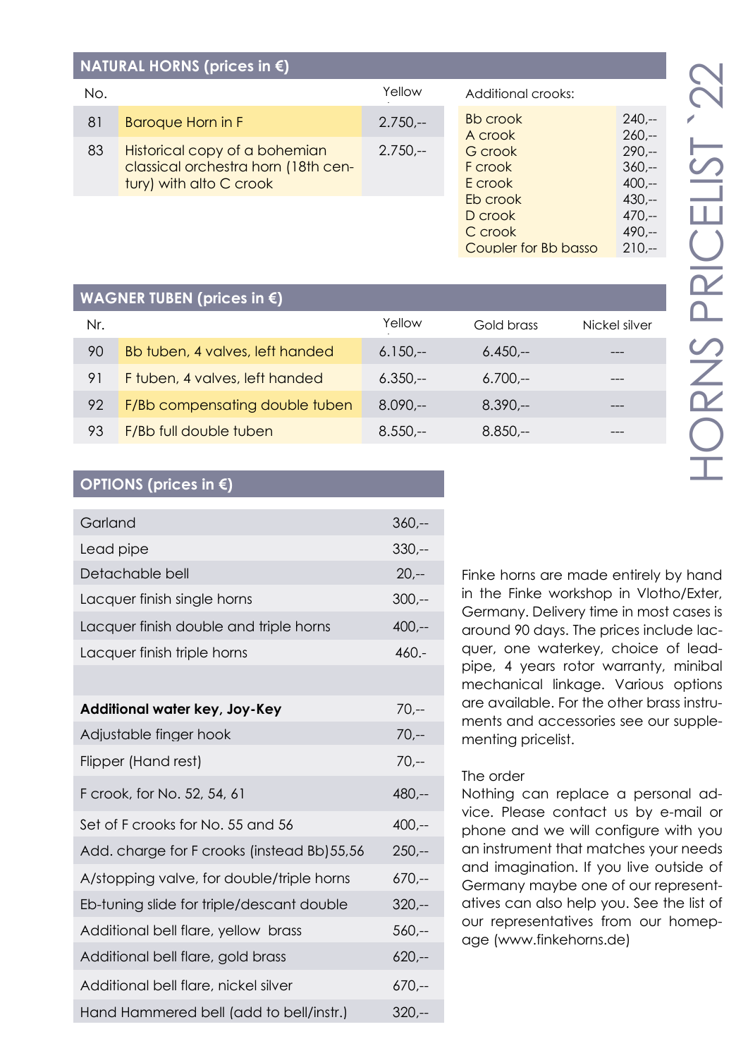## NATURAL HORNS (prices in €)

| No. | | Yellow |
|---|---|---|
| 81 | Baroque Horn in F | 2.750,-- |
| 83 | Historical copy of a bohemian classical orchestra horn (18th century) with alto C crook | 2.750,-- |

| Additional crooks: | |
|---|---|
| Bb crook | 240,-- |
| A crook | 260,-- |
| G crook | 290,-- |
| F crook | 360,-- |
| E crook | 400,-- |
| Eb crook | 430,-- |
| D crook | 470,-- |
| C crook | 490,-- |
| Coupler for Bb basso | 210,-- |

## WAGNER TUBEN (prices in €)

| Nr. | | Yellow | Gold brass | Nickel silver |
|---|---|---|---|---|
| 90 | Bb tuben, 4 valves, left handed | 6.150,-- | 6.450,-- | --- |
| 91 | F tuben, 4 valves, left handed | 6.350,-- | 6.700,-- | --- |
| 92 | F/Bb compensating double tuben | 8.090,-- | 8.390,-- | --- |
| 93 | F/Bb full double tuben | 8.550,-- | 8.850,-- | --- |

## OPTIONS (prices in €)

| | |
|---|---|
| Garland | 360,-- |
| Lead pipe | 330,-- |
| Detachable bell | 20,-- |
| Lacquer finish single horns | 300,-- |
| Lacquer finish double and triple horns | 400,-- |
| Lacquer finish triple horns | 460.- |
| | |
| **Additional water key, Joy-Key** | 70,-- |
| Adjustable finger hook | 70,-- |
| Flipper (Hand rest) | 70,-- |
| F crook, for No. 52, 54, 61 | 480,-- |
| Set of F crooks for No. 55 and 56 | 400,-- |
| Add. charge for F crooks (instead Bb)55,56 | 250,-- |
| A/stopping valve, for double/triple horns | 670,-- |
| Eb-tuning slide for triple/descant double | 320,-- |
| Additional bell flare, yellow brass | 560,-- |
| Additional bell flare, gold brass | 620,-- |
| Additional bell flare, nickel silver | 670,-- |
| Hand Hammered bell (add to bell/instr.) | 320,-- |

Finke horns are made entirely by hand in the Finke workshop in Vlotho/Exter, Germany. Delivery time in most cases is around 90 days. The prices include lacquer, one waterkey, choice of leadpipe, 4 years rotor warranty, minibal mechanical linkage. Various options are available. For the other brass instruments and accessories see our supplementing pricelist.

The order

Nothing can replace a personal advice. Please contact us by e-mail or phone and we will configure with you an instrument that matches your needs and imagination. If you live outside of Germany maybe one of our representatives can also help you. See the list of our representatives from our homepage (www.finkehorns.de)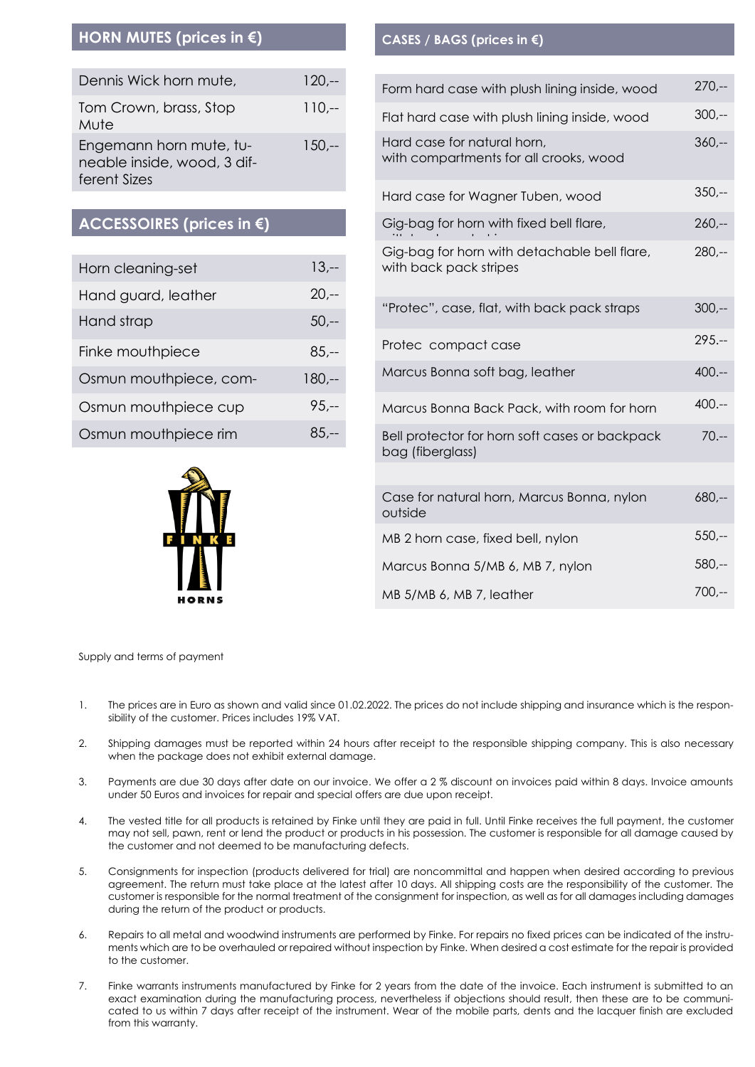## HORN MUTES (prices in €)

| | |
|---|---|
| Dennis Wick horn mute, | 120,-- |
| Tom Crown, brass, Stop Mute | 110,-- |
| Engemann horn mute, tu-neable inside, wood, 3 dif-ferent Sizes | 150,-- |

## ACCESSOIRES (prices in €)

| | |
|---|---|
| Horn cleaning-set | 13,-- |
| Hand guard, leather | 20,-- |
| Hand strap | 50,-- |
| Finke mouthpiece | 85,-- |
| Osmun mouthpiece, com- | 180,-- |
| Osmun mouthpiece cup | 95,-- |
| Osmun mouthpiece rim | 85,-- |

FINKE HORNS

## CASES / BAGS (prices in €)

| | |
|---|---|
| Form hard case with plush lining inside, wood | 270,-- |
| Flat hard case with plush lining inside, wood | 300,-- |
| Hard case for natural horn, with compartments for all crooks, wood | 360,-- |
| Hard case for Wagner Tuben, wood | 350,-- |
| Gig-bag for horn with fixed bell flare, | 260,-- |
| Gig-bag for horn with detachable bell flare, with back pack stripes | 280,-- |
| "Protec", case, flat, with back pack straps | 300,-- |
| Protec compact case | 295.-- |
| Marcus Bonna soft bag, leather | 400.-- |
| Marcus Bonna Back Pack, with room for horn | 400.-- |
| Bell protector for horn soft cases or backpack bag (fiberglass) | 70.-- |
| | |
| Case for natural horn, Marcus Bonna, nylon outside | 680,-- |
| MB 2 horn case, fixed bell, nylon | 550,-- |
| Marcus Bonna 5/MB 6, MB 7, nylon | 580,-- |
| MB 5/MB 6, MB 7, leather | 700,-- |

Supply and terms of payment

1. The prices are in Euro as shown and valid since 01.02.2022. The prices do not include shipping and insurance which is the responsibility of the customer. Prices includes 19% VAT.
2. Shipping damages must be reported within 24 hours after receipt to the responsible shipping company. This is also necessary when the package does not exhibit external damage.
3. Payments are due 30 days after date on our invoice. We offer a 2 % discount on invoices paid within 8 days. Invoice amounts under 50 Euros and invoices for repair and special offers are due upon receipt.
4. The vested title for all products is retained by Finke until they are paid in full. Until Finke receives the full payment, the customer may not sell, pawn, rent or lend the product or products in his possession. The customer is responsible for all damage caused by the customer and not deemed to be manufacturing defects.
5. Consignments for inspection (products delivered for trial) are noncommittal and happen when desired according to previous agreement. The return must take place at the latest after 10 days. All shipping costs are the responsibility of the customer. The customer is responsible for the normal treatment of the consignment for inspection, as well as for all damages including damages during the return of the product or products.
6. Repairs to all metal and woodwind instruments are performed by Finke. For repairs no fixed prices can be indicated of the instruments which are to be overhauled or repaired without inspection by Finke. When desired a cost estimate for the repair is provided to the customer.
7. Finke warrants instruments manufactured by Finke for 2 years from the date of the invoice. Each instrument is submitted to an exact examination during the manufacturing process, nevertheless if objections should result, then these are to be communicated to us within 7 days after receipt of the instrument. Wear of the mobile parts, dents and the lacquer finish are excluded from this warranty.